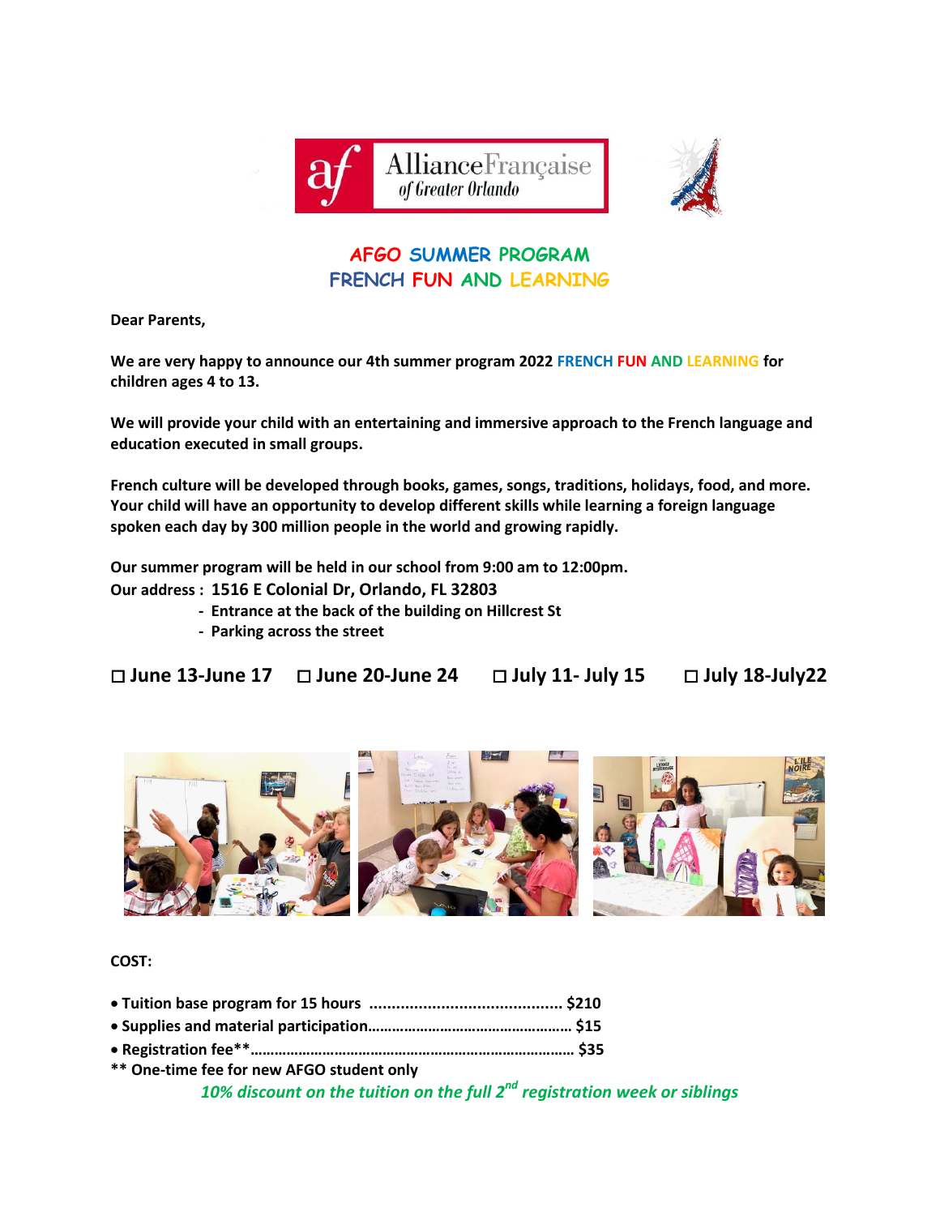AllianceFrançaise of Greater Orlando

# AFGO SUMMER PROGRAM
# FRENCH FUN AND LEARNING

**Dear Parents,**

**We are very happy to announce our 4th summer program 2022 FRENCH FUN AND LEARNING for children ages 4 to 13.**

**We will provide your child with an entertaining and immersive approach to the French language and education executed in small groups.**

**French culture will be developed through books, games, songs, traditions, holidays, food, and more. Your child will have an opportunity to develop different skills while learning a foreign language spoken each day by 300 million people in the world and growing rapidly.**

**Our summer program will be held in our school from 9:00 am to 12:00pm.**
**Our address : 1516 E Colonial Dr, Orlando, FL 32803**

- **Entrance at the back of the building on Hillcrest St**
- **Parking across the street**

**☐ June 13-June 17 ☐ June 20-June 24 ☐ July 11- July 15 ☐ July 18-July22**

**COST:**

- **Tuition base program for 15 hours .......................................... $210**
- **Supplies and material participation………………………………………… $15**
- **Registration fee**……………………………………………………………… $35**

**** One-time fee for new AFGO student only**

***10% discount on the tuition on the full 2nd registration week or siblings***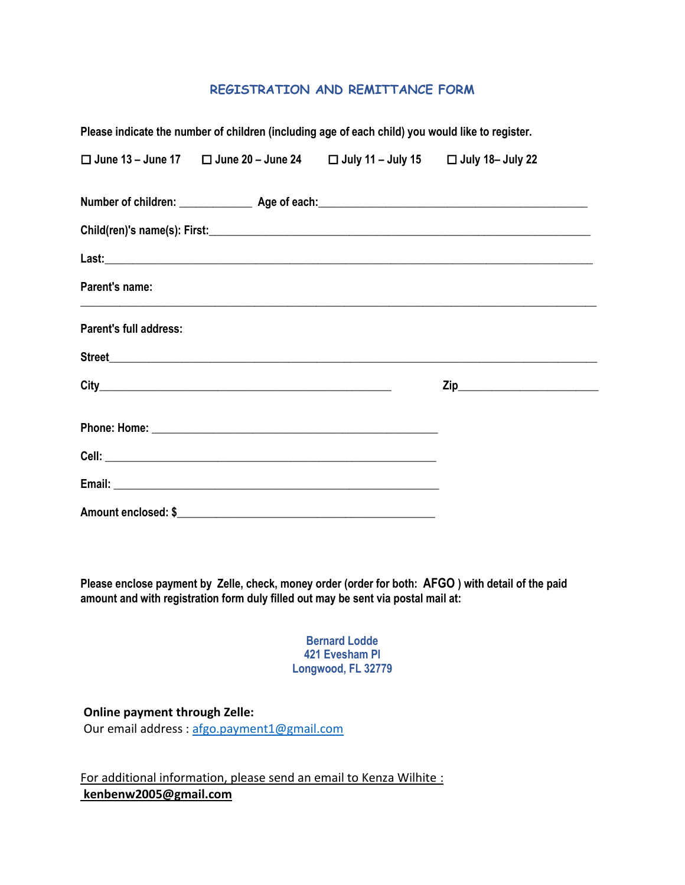## REGISTRATION AND REMITTANCE FORM

**Please indicate the number of children (including age of each child) you would like to register.**

☐ **June 13 – June 17** ☐ **June 20 – June 24** ☐ **July 11 – July 15** ☐ **July 18– July 22**

**Number of children:** ____________ **Age of each:**_____________________________________________

**Child(ren)'s name(s): First:**_______________________________________________________________

**Last:**_________________________________________________________________________________

**Parent's name:**

_____________________________________________________________________________________

**Parent's full address:**

**Street**________________________________________________________________________________

**City**_______________________________________________ **Zip**_______________________

**Phone: Home:** ________________________________________________

**Cell:** _______________________________________________________

**Email:** ______________________________________________________

**Amount enclosed: $**___________________________________________

**Please enclose payment by Zelle, check, money order (order for both: AFGO ) with detail of the paid amount and with registration form duly filled out may be sent via postal mail at:**

**Bernard Lodde**
**421 Evesham Pl**
**Longwood, FL 32779**

**Online payment through Zelle:**
Our email address : afgo.payment1@gmail.com

For additional information, please send an email to Kenza Wilhite :
**kenbenw2005@gmail.com**